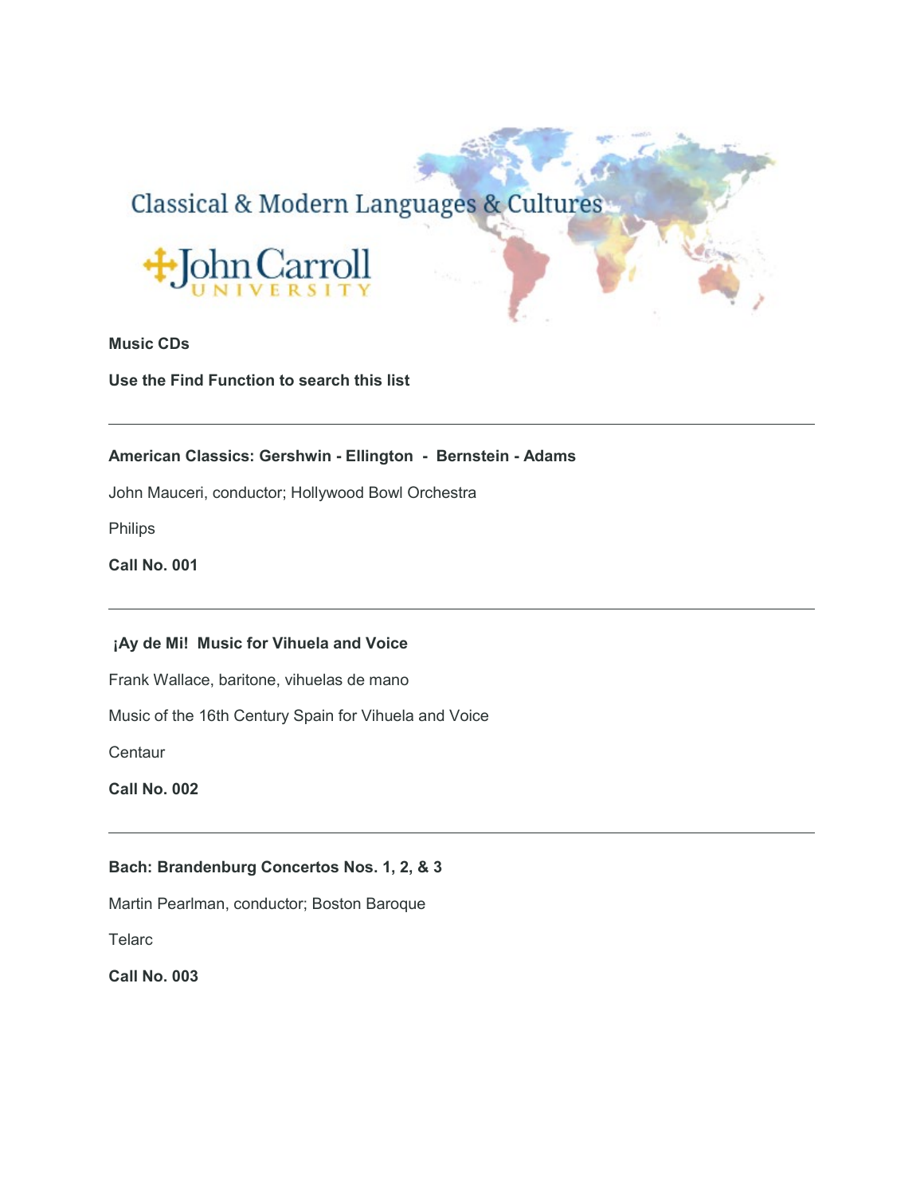Classical & Modern Languages & Cultures

John Carroll University

**Music CDs**

**Use the Find Function to search this list**

---

**American Classics: Gershwin - Ellington - Bernstein - Adams**

John Mauceri, conductor; Hollywood Bowl Orchestra

Philips

**Call No. 001**

---

**¡Ay de Mi! Music for Vihuela and Voice**

Frank Wallace, baritone, vihuelas de mano

Music of the 16th Century Spain for Vihuela and Voice

Centaur

**Call No. 002**

---

**Bach: Brandenburg Concertos Nos. 1, 2, & 3**

Martin Pearlman, conductor; Boston Baroque

Telarc

**Call No. 003**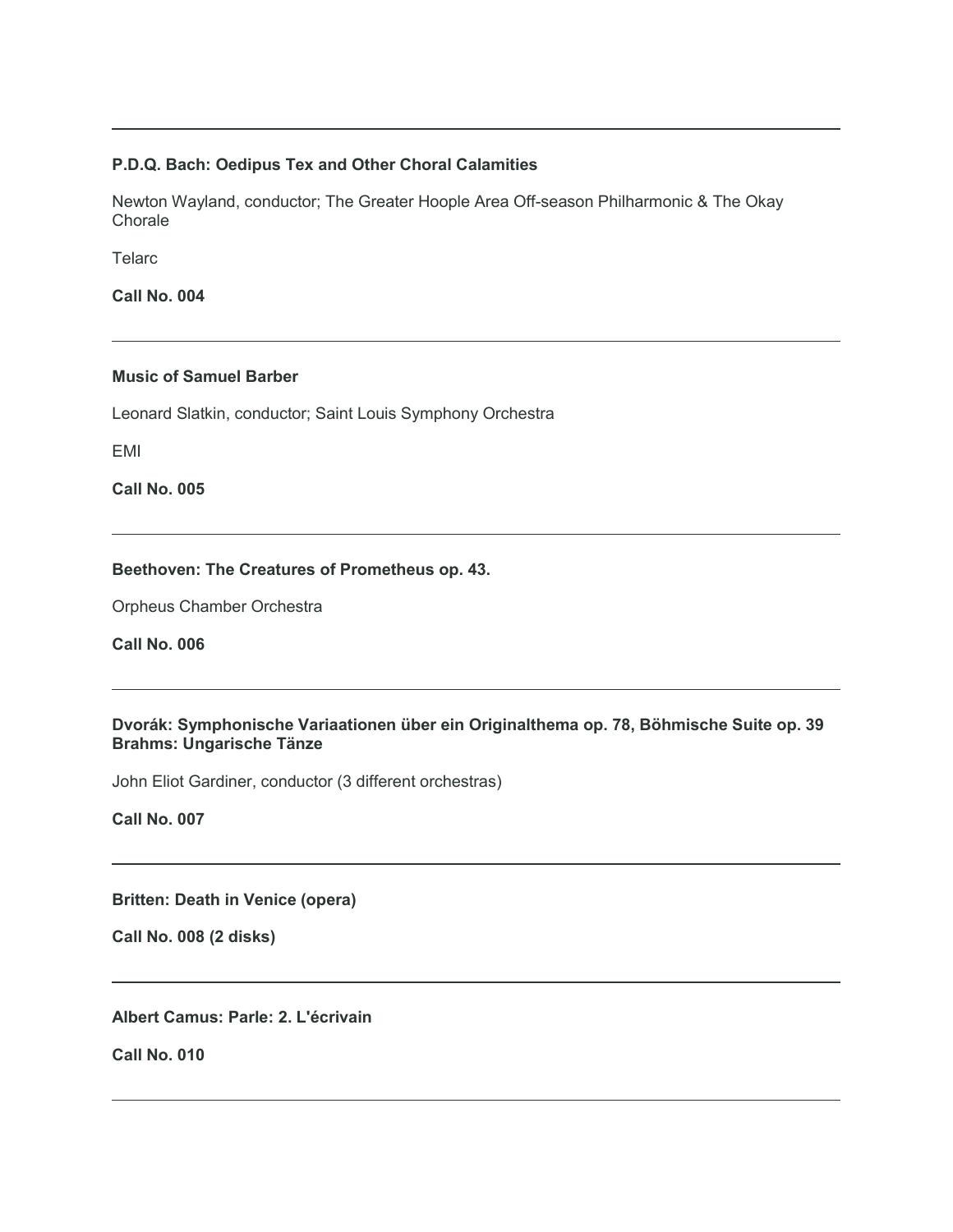---

**P.D.Q. Bach: Oedipus Tex and Other Choral Calamities**

Newton Wayland, conductor; The Greater Hoople Area Off-season Philharmonic & The Okay Chorale

Telarc

**Call No. 004**

---

**Music of Samuel Barber**

Leonard Slatkin, conductor; Saint Louis Symphony Orchestra

EMI

**Call No. 005**

---

**Beethoven: The Creatures of Prometheus op. 43.**

Orpheus Chamber Orchestra

**Call No. 006**

---

**Dvorák: Symphonische Variaationen über ein Originalthema op. 78, Böhmische Suite op. 39**
**Brahms: Ungarische Tänze**

John Eliot Gardiner, conductor (3 different orchestras)

**Call No. 007**

---

**Britten: Death in Venice (opera)**

**Call No. 008 (2 disks)**

---

**Albert Camus: Parle: 2. L'écrivain**

**Call No. 010**

---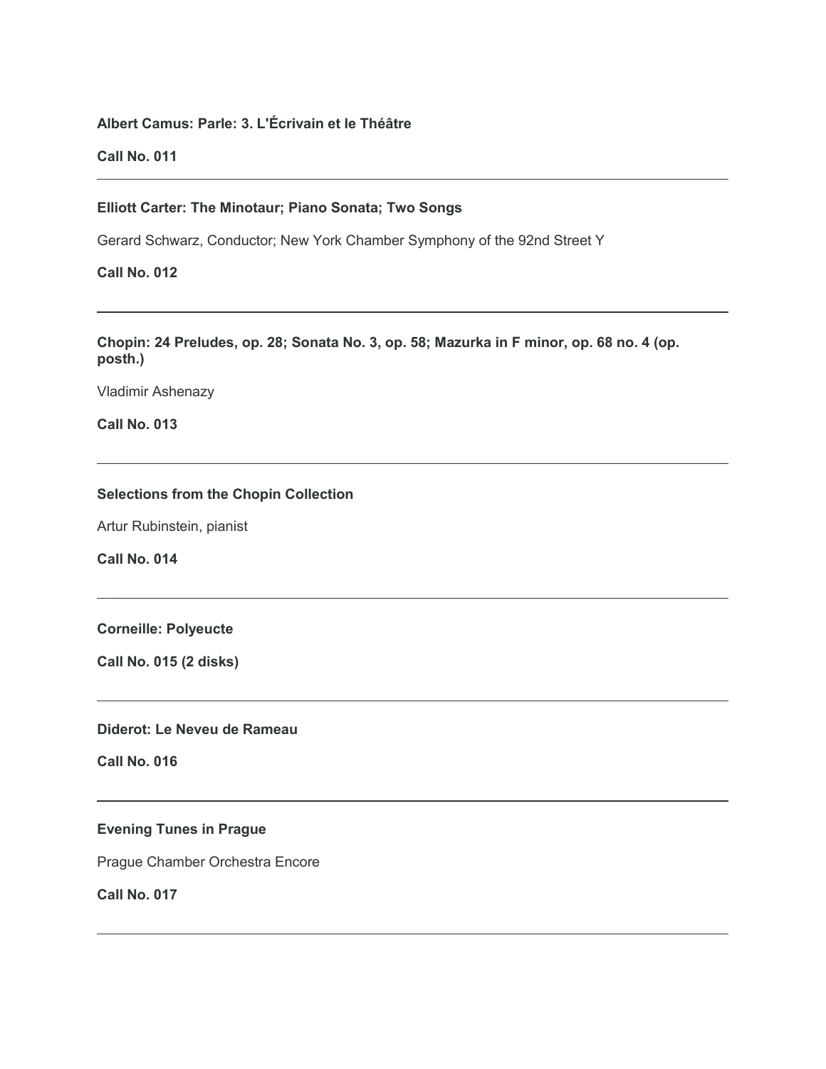**Albert Camus: Parle: 3. L'Écrivain et le Théâtre**

**Call No. 011**

---

**Elliott Carter: The Minotaur; Piano Sonata; Two Songs**

Gerard Schwarz, Conductor; New York Chamber Symphony of the 92nd Street Y

**Call No. 012**

---

**Chopin: 24 Preludes, op. 28; Sonata No. 3, op. 58; Mazurka in F minor, op. 68 no. 4 (op. posth.)**

Vladimir Ashenazy

**Call No. 013**

---

**Selections from the Chopin Collection**

Artur Rubinstein, pianist

**Call No. 014**

---

**Corneille: Polyeucte**

**Call No. 015 (2 disks)**

---

**Diderot: Le Neveu de Rameau**

**Call No. 016**

---

**Evening Tunes in Prague**

Prague Chamber Orchestra Encore

**Call No. 017**

---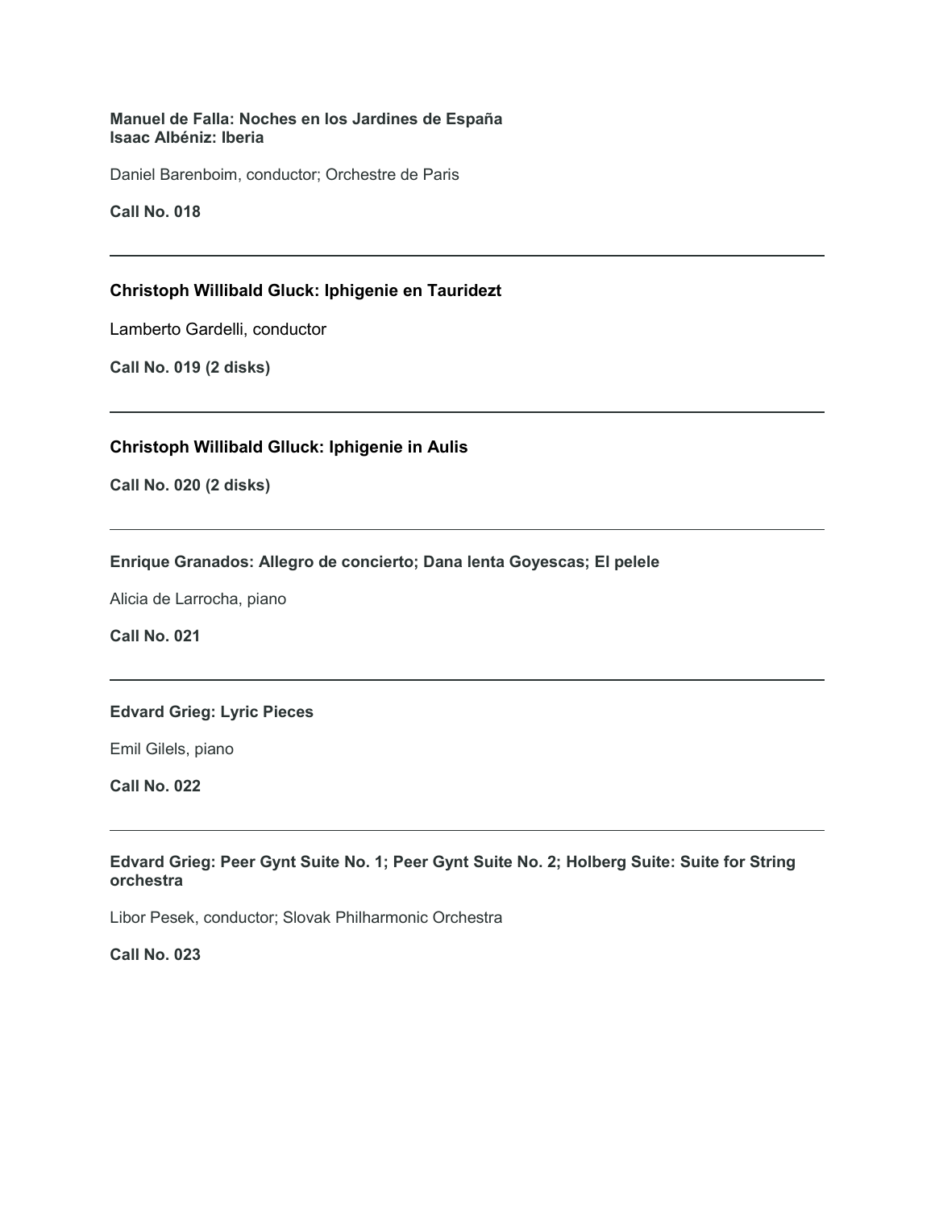**Manuel de Falla: Noches en los Jardines de España**
**Isaac Albéniz: Iberia**

Daniel Barenboim, conductor; Orchestre de Paris

**Call No. 018**

---

**Christoph Willibald Gluck: Iphigenie en Tauridezt**

Lamberto Gardelli, conductor

**Call No. 019 (2 disks)**

---

**Christoph Willibald Glluck: Iphigenie in Aulis**

**Call No. 020 (2 disks)**

---

**Enrique Granados: Allegro de concierto; Dana lenta Goyescas; El pelele**

Alicia de Larrocha, piano

**Call No. 021**

---

**Edvard Grieg: Lyric Pieces**

Emil Gilels, piano

**Call No. 022**

---

**Edvard Grieg: Peer Gynt Suite No. 1; Peer Gynt Suite No. 2; Holberg Suite: Suite for String orchestra**

Libor Pesek, conductor; Slovak Philharmonic Orchestra

**Call No. 023**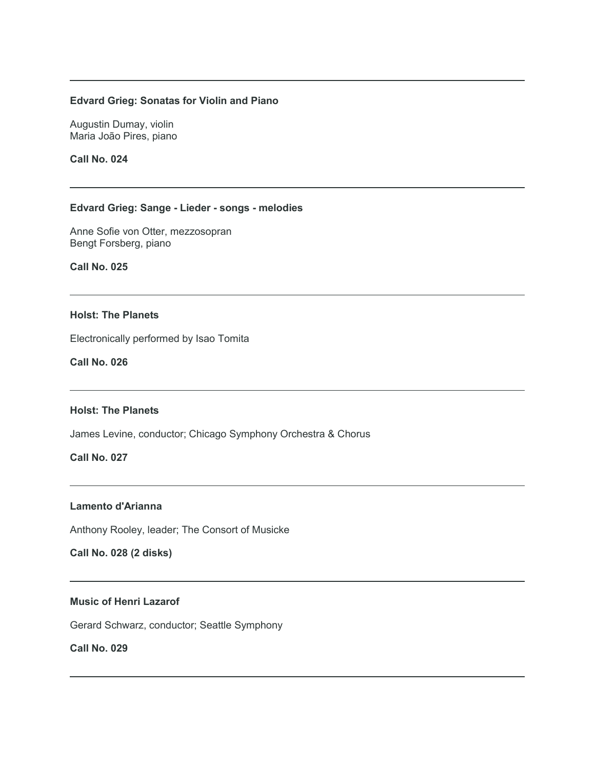---

**Edvard Grieg: Sonatas for Violin and Piano**

Augustin Dumay, violin
Maria João Pires, piano

**Call No. 024**

---

**Edvard Grieg: Sange - Lieder - songs - melodies**

Anne Sofie von Otter, mezzosopran
Bengt Forsberg, piano

**Call No. 025**

---

**Holst: The Planets**

Electronically performed by Isao Tomita

**Call No. 026**

---

**Holst: The Planets**

James Levine, conductor; Chicago Symphony Orchestra & Chorus

**Call No. 027**

---

**Lamento d'Arianna**

Anthony Rooley, leader; The Consort of Musicke

**Call No. 028 (2 disks)**

---

**Music of Henri Lazarof**

Gerard Schwarz, conductor; Seattle Symphony

**Call No. 029**

---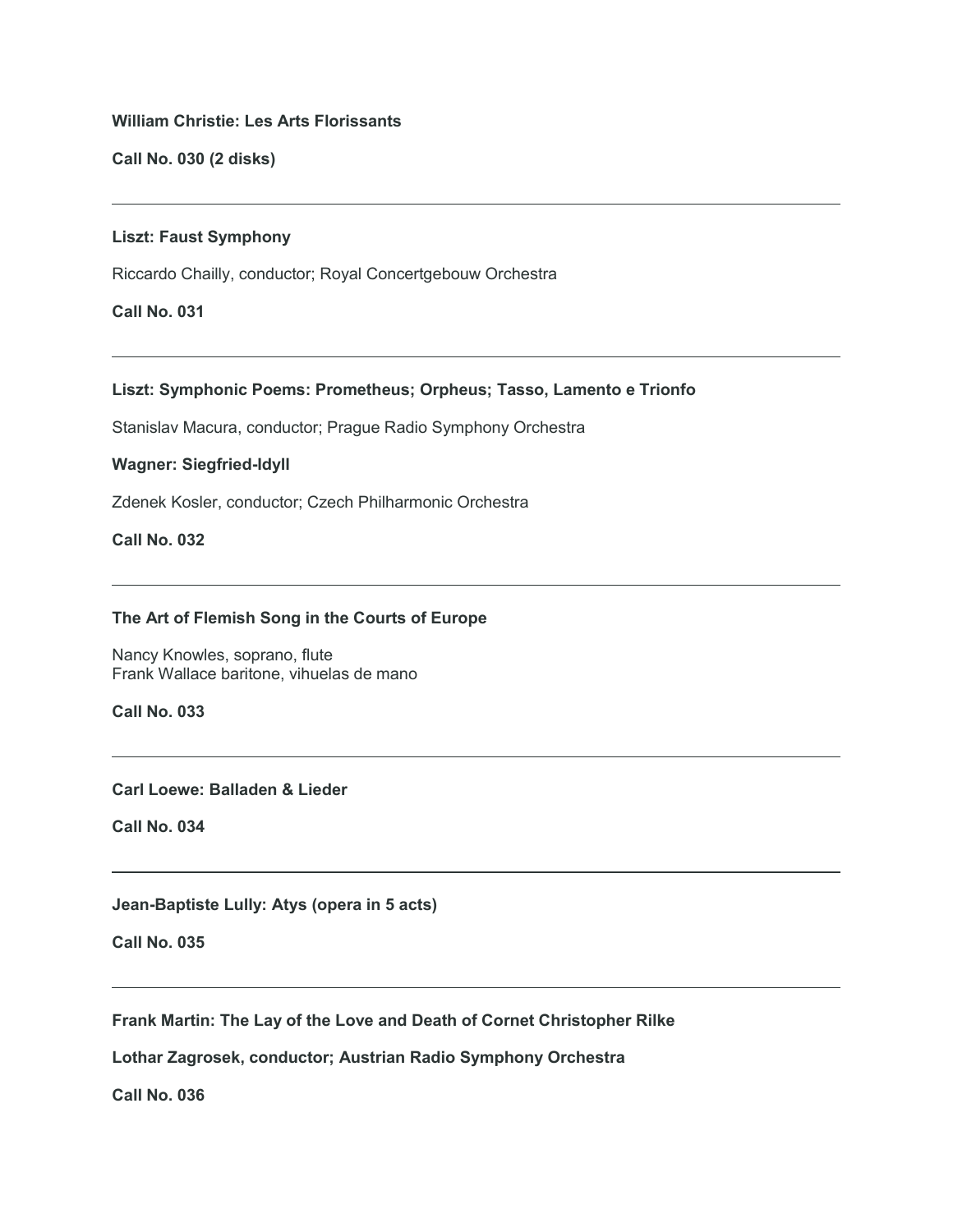**William Christie: Les Arts Florissants**

**Call No. 030 (2 disks)**

---

**Liszt: Faust Symphony**

Riccardo Chailly, conductor; Royal Concertgebouw Orchestra

**Call No. 031**

---

**Liszt: Symphonic Poems: Prometheus; Orpheus; Tasso, Lamento e Trionfo**

Stanislav Macura, conductor; Prague Radio Symphony Orchestra

**Wagner: Siegfried-Idyll**

Zdenek Kosler, conductor; Czech Philharmonic Orchestra

**Call No. 032**

---

**The Art of Flemish Song in the Courts of Europe**

Nancy Knowles, soprano, flute
Frank Wallace baritone, vihuelas de mano

**Call No. 033**

---

**Carl Loewe: Balladen & Lieder**

**Call No. 034**

---

**Jean-Baptiste Lully: Atys (opera in 5 acts)**

**Call No. 035**

---

**Frank Martin: The Lay of the Love and Death of Cornet Christopher Rilke**

**Lothar Zagrosek, conductor; Austrian Radio Symphony Orchestra**

**Call No. 036**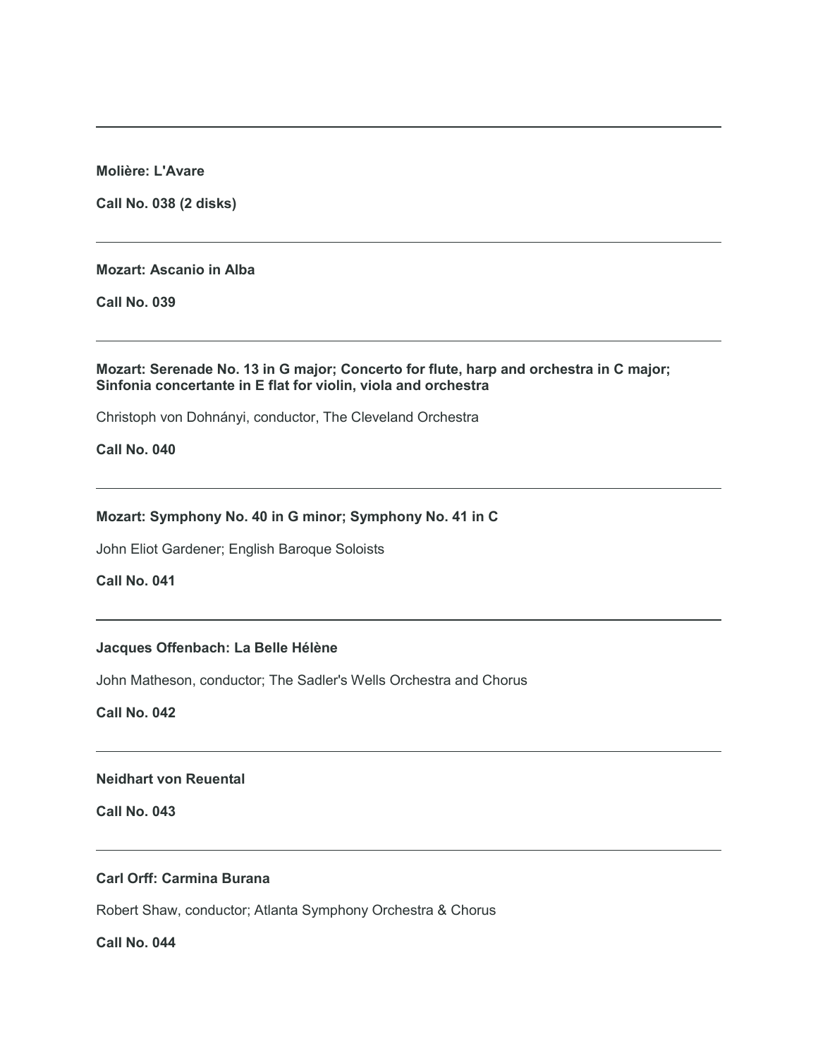---

**Molière: L'Avare**

**Call No. 038 (2 disks)**

---

**Mozart: Ascanio in Alba**

**Call No. 039**

---

**Mozart: Serenade No. 13 in G major; Concerto for flute, harp and orchestra in C major; Sinfonia concertante in E flat for violin, viola and orchestra**

Christoph von Dohnányi, conductor, The Cleveland Orchestra

**Call No. 040**

---

**Mozart: Symphony No. 40 in G minor; Symphony No. 41 in C**

John Eliot Gardener; English Baroque Soloists

**Call No. 041**

---

**Jacques Offenbach: La Belle Hélène**

John Matheson, conductor; The Sadler's Wells Orchestra and Chorus

**Call No. 042**

---

**Neidhart von Reuental**

**Call No. 043**

---

**Carl Orff: Carmina Burana**

Robert Shaw, conductor; Atlanta Symphony Orchestra & Chorus

**Call No. 044**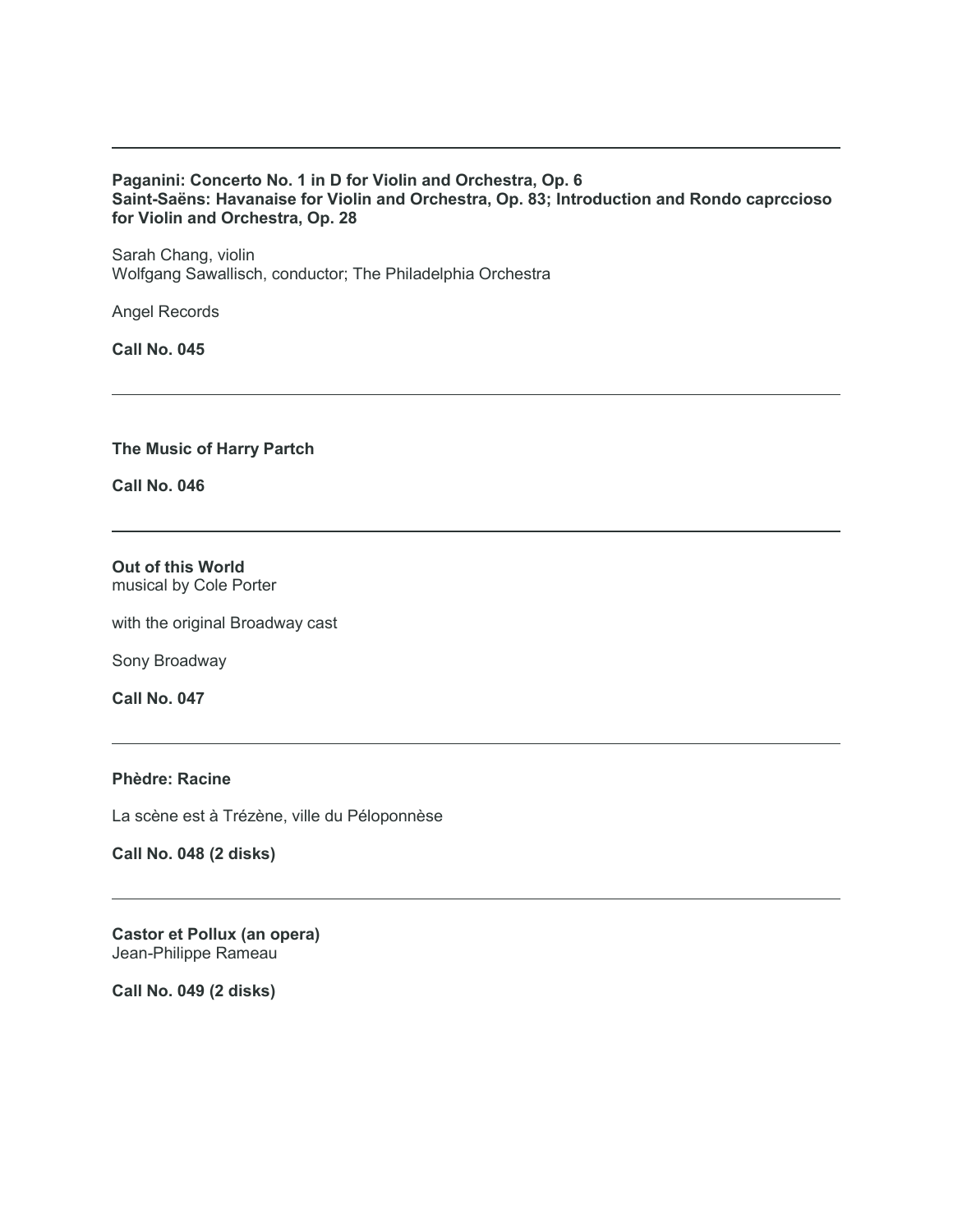---

**Paganini: Concerto No. 1 in D for Violin and Orchestra, Op. 6**
**Saint-Saëns: Havanaise for Violin and Orchestra, Op. 83; Introduction and Rondo caprccioso for Violin and Orchestra, Op. 28**

Sarah Chang, violin
Wolfgang Sawallisch, conductor; The Philadelphia Orchestra

Angel Records

**Call No. 045**

---

**The Music of Harry Partch**

**Call No. 046**

---

**Out of this World**
musical by Cole Porter

with the original Broadway cast

Sony Broadway

**Call No. 047**

---

**Phèdre: Racine**

La scène est à Trézène, ville du Péloponnèse

**Call No. 048 (2 disks)**

---

**Castor et Pollux (an opera)**
Jean-Philippe Rameau

**Call No. 049 (2 disks)**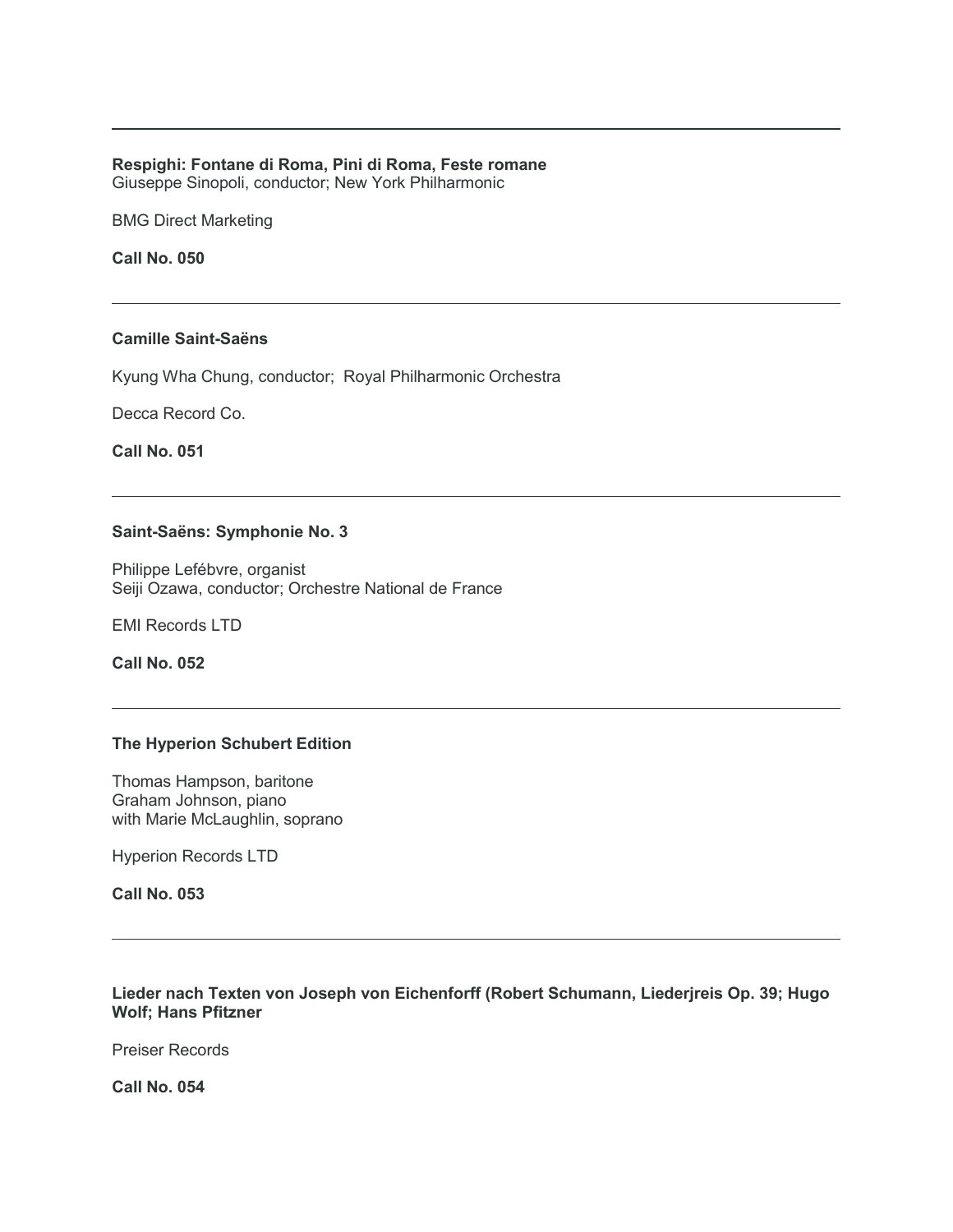---

**Respighi: Fontane di Roma, Pini di Roma, Feste romane**
Giuseppe Sinopoli, conductor; New York Philharmonic

BMG Direct Marketing

**Call No. 050**

---

**Camille Saint-Saëns**

Kyung Wha Chung, conductor; Royal Philharmonic Orchestra

Decca Record Co.

**Call No. 051**

---

**Saint-Saëns: Symphonie No. 3**

Philippe Lefébvre, organist
Seiji Ozawa, conductor; Orchestre National de France

EMI Records LTD

**Call No. 052**

---

**The Hyperion Schubert Edition**

Thomas Hampson, baritone
Graham Johnson, piano
with Marie McLaughlin, soprano

Hyperion Records LTD

**Call No. 053**

---

**Lieder nach Texten von Joseph von Eichenforff (Robert Schumann, Liederjreis Op. 39; Hugo Wolf; Hans Pfitzner**

Preiser Records

**Call No. 054**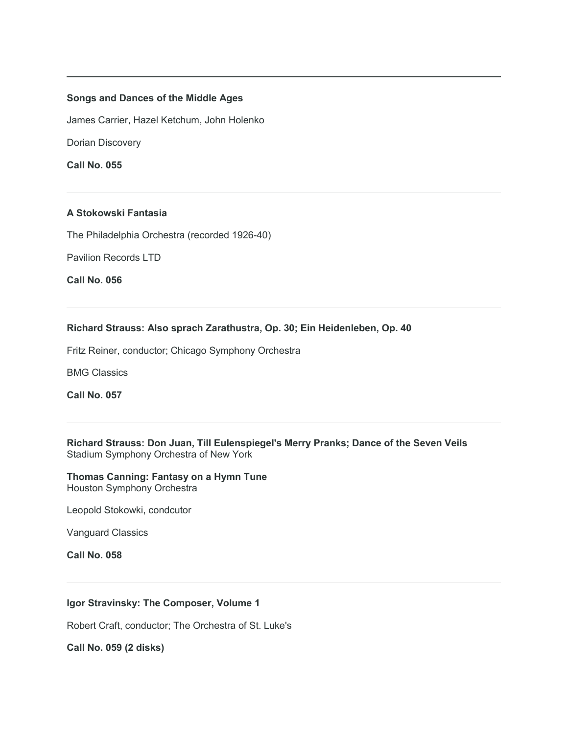---

**Songs and Dances of the Middle Ages**

James Carrier, Hazel Ketchum, John Holenko

Dorian Discovery

**Call No. 055**

---

**A Stokowski Fantasia**

The Philadelphia Orchestra (recorded 1926-40)

Pavilion Records LTD

**Call No. 056**

---

**Richard Strauss: Also sprach Zarathustra, Op. 30; Ein Heidenleben, Op. 40**

Fritz Reiner, conductor; Chicago Symphony Orchestra

BMG Classics

**Call No. 057**

---

**Richard Strauss: Don Juan, Till Eulenspiegel's Merry Pranks; Dance of the Seven Veils**
Stadium Symphony Orchestra of New York

**Thomas Canning: Fantasy on a Hymn Tune**
Houston Symphony Orchestra

Leopold Stokowki, condcutor

Vanguard Classics

**Call No. 058**

---

**Igor Stravinsky: The Composer, Volume 1**

Robert Craft, conductor; The Orchestra of St. Luke's

**Call No. 059 (2 disks)**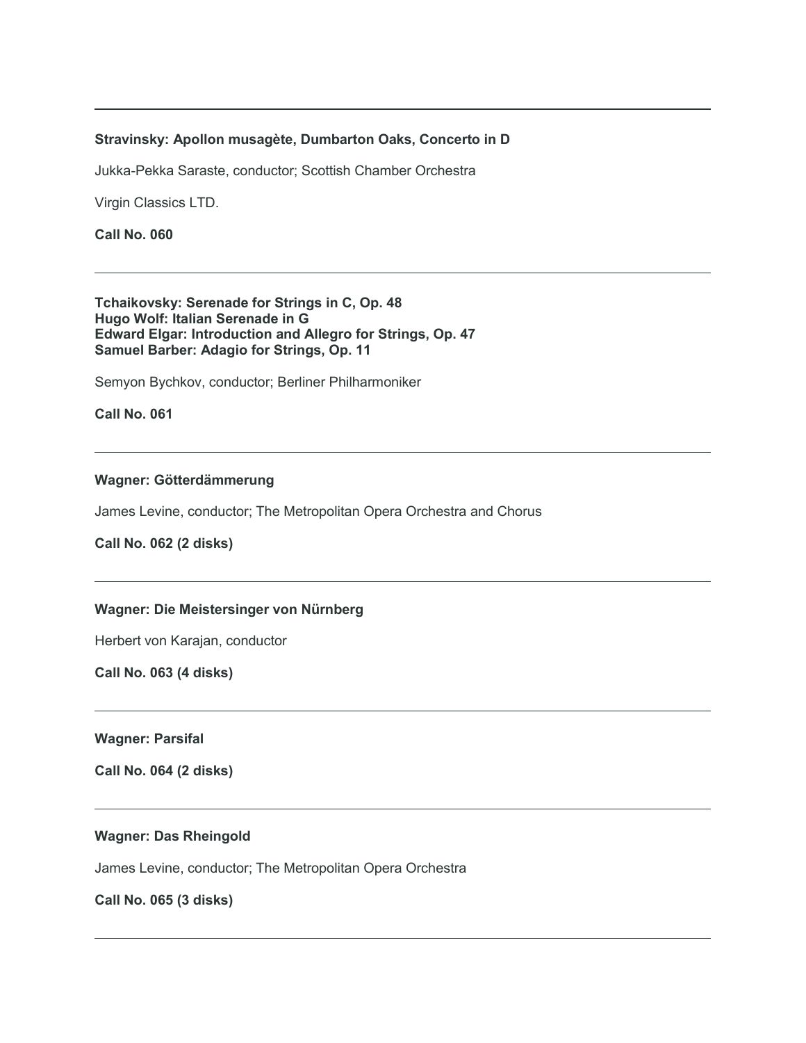---

**Stravinsky: Apollon musagète, Dumbarton Oaks, Concerto in D**

Jukka-Pekka Saraste, conductor; Scottish Chamber Orchestra

Virgin Classics LTD.

**Call No. 060**

---

**Tchaikovsky: Serenade for Strings in C, Op. 48**
**Hugo Wolf: Italian Serenade in G**
**Edward Elgar: Introduction and Allegro for Strings, Op. 47**
**Samuel Barber: Adagio for Strings, Op. 11**

Semyon Bychkov, conductor; Berliner Philharmoniker

**Call No. 061**

---

**Wagner: Götterdämmerung**

James Levine, conductor; The Metropolitan Opera Orchestra and Chorus

**Call No. 062 (2 disks)**

---

**Wagner: Die Meistersinger von Nürnberg**

Herbert von Karajan, conductor

**Call No. 063 (4 disks)**

---

**Wagner: Parsifal**

**Call No. 064 (2 disks)**

---

**Wagner: Das Rheingold**

James Levine, conductor; The Metropolitan Opera Orchestra

**Call No. 065 (3 disks)**

---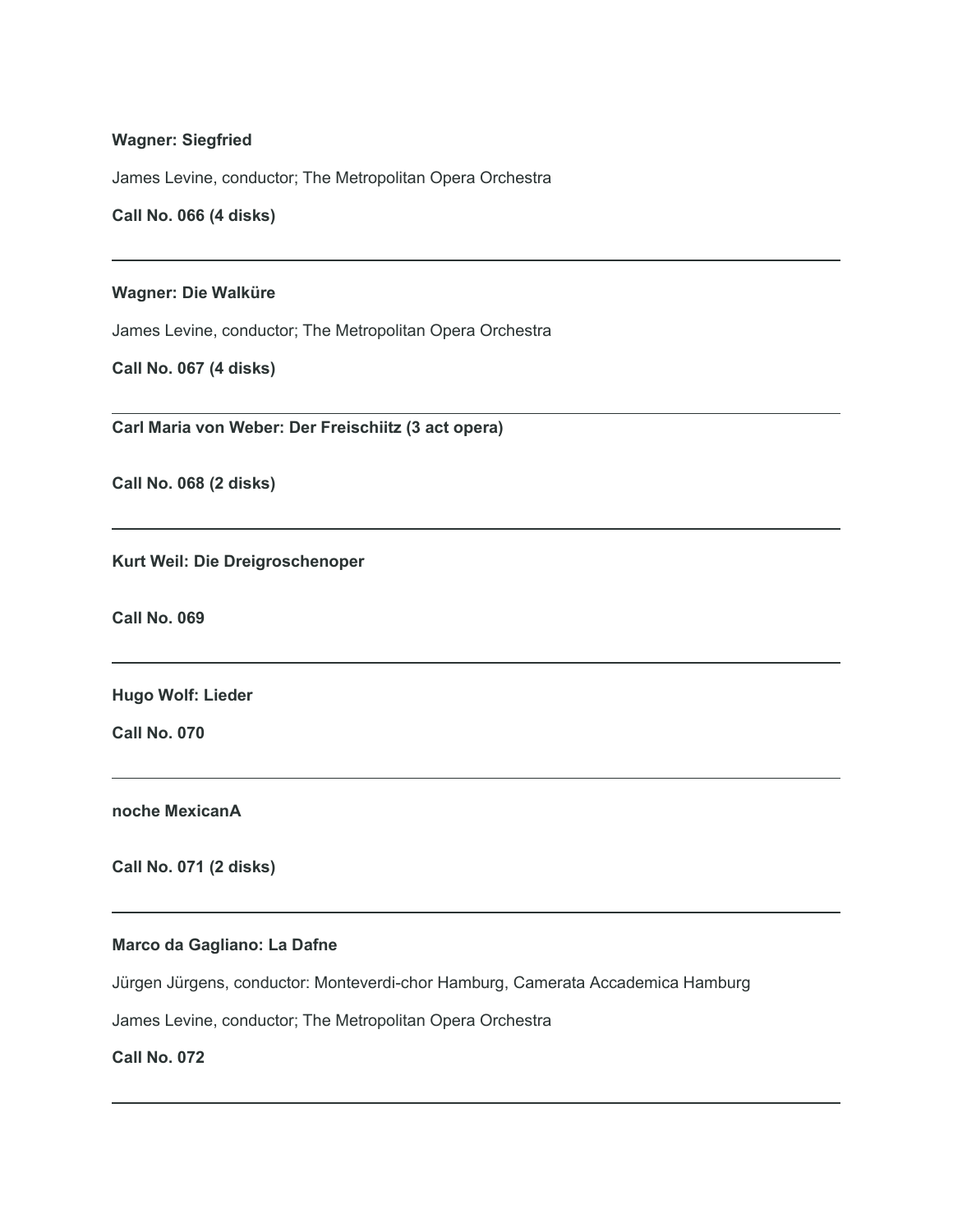**Wagner: Siegfried**

James Levine, conductor; The Metropolitan Opera Orchestra

**Call No. 066 (4 disks)**

---

**Wagner: Die Walküre**

James Levine, conductor; The Metropolitan Opera Orchestra

**Call No. 067 (4 disks)**

---

**Carl Maria von Weber: Der Freischiitz (3 act opera)**

**Call No. 068 (2 disks)**

---

**Kurt Weil: Die Dreigroschenoper**

**Call No. 069**

---

**Hugo Wolf: Lieder**

**Call No. 070**

---

**noche MexicanA**

**Call No. 071 (2 disks)**

---

**Marco da Gagliano: La Dafne**

Jürgen Jürgens, conductor: Monteverdi-chor Hamburg, Camerata Accademica Hamburg

James Levine, conductor; The Metropolitan Opera Orchestra

**Call No. 072**

---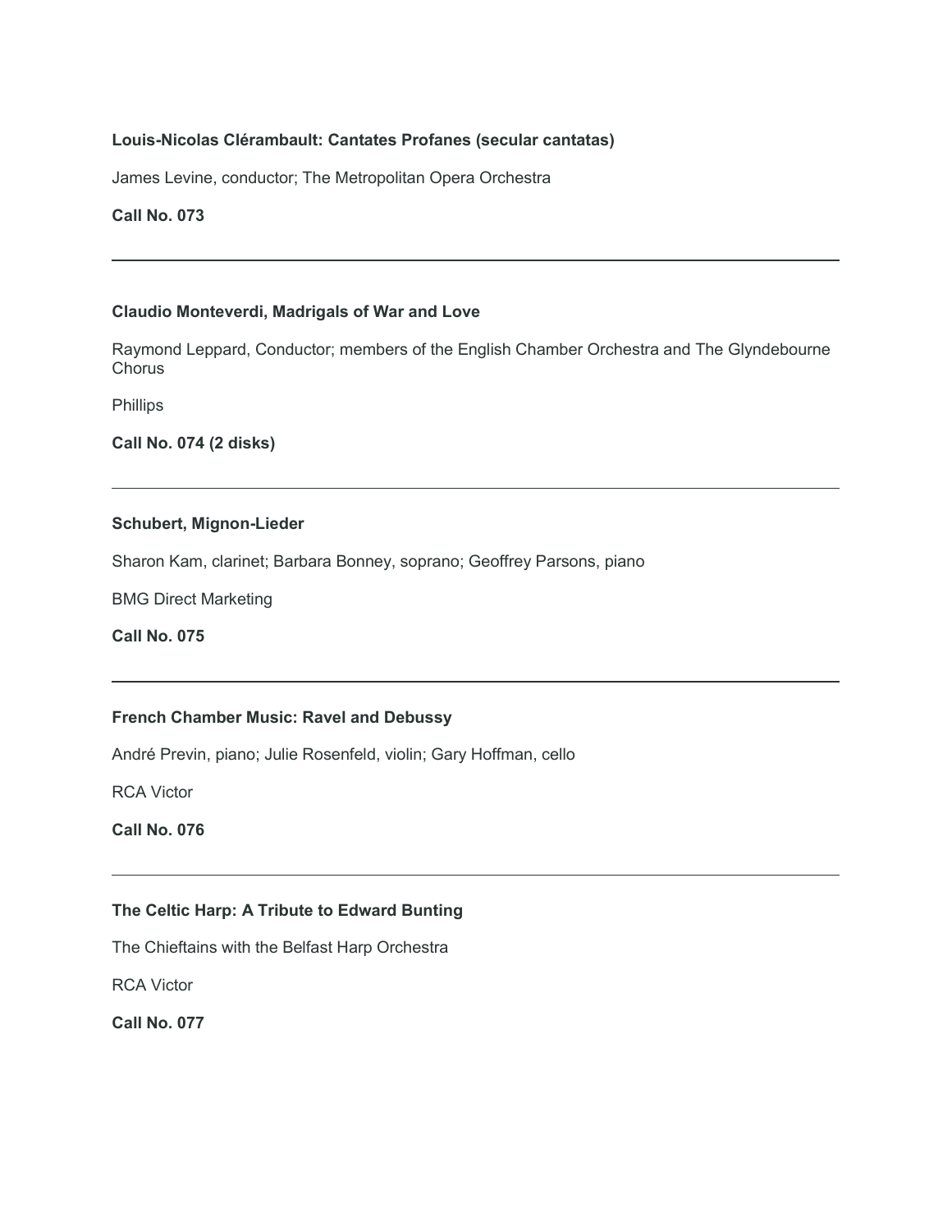**Louis-Nicolas Clérambault: Cantates Profanes (secular cantatas)**

James Levine, conductor; The Metropolitan Opera Orchestra

**Call No. 073**

---

**Claudio Monteverdi, Madrigals of War and Love**

Raymond Leppard, Conductor; members of the English Chamber Orchestra and The Glyndebourne Chorus

Phillips

**Call No. 074 (2 disks)**

---

**Schubert, Mignon-Lieder**

Sharon Kam, clarinet; Barbara Bonney, soprano; Geoffrey Parsons, piano

BMG Direct Marketing

**Call No. 075**

---

**French Chamber Music: Ravel and Debussy**

André Previn, piano; Julie Rosenfeld, violin; Gary Hoffman, cello

RCA Victor

**Call No. 076**

---

**The Celtic Harp: A Tribute to Edward Bunting**

The Chieftains with the Belfast Harp Orchestra

RCA Victor

**Call No. 077**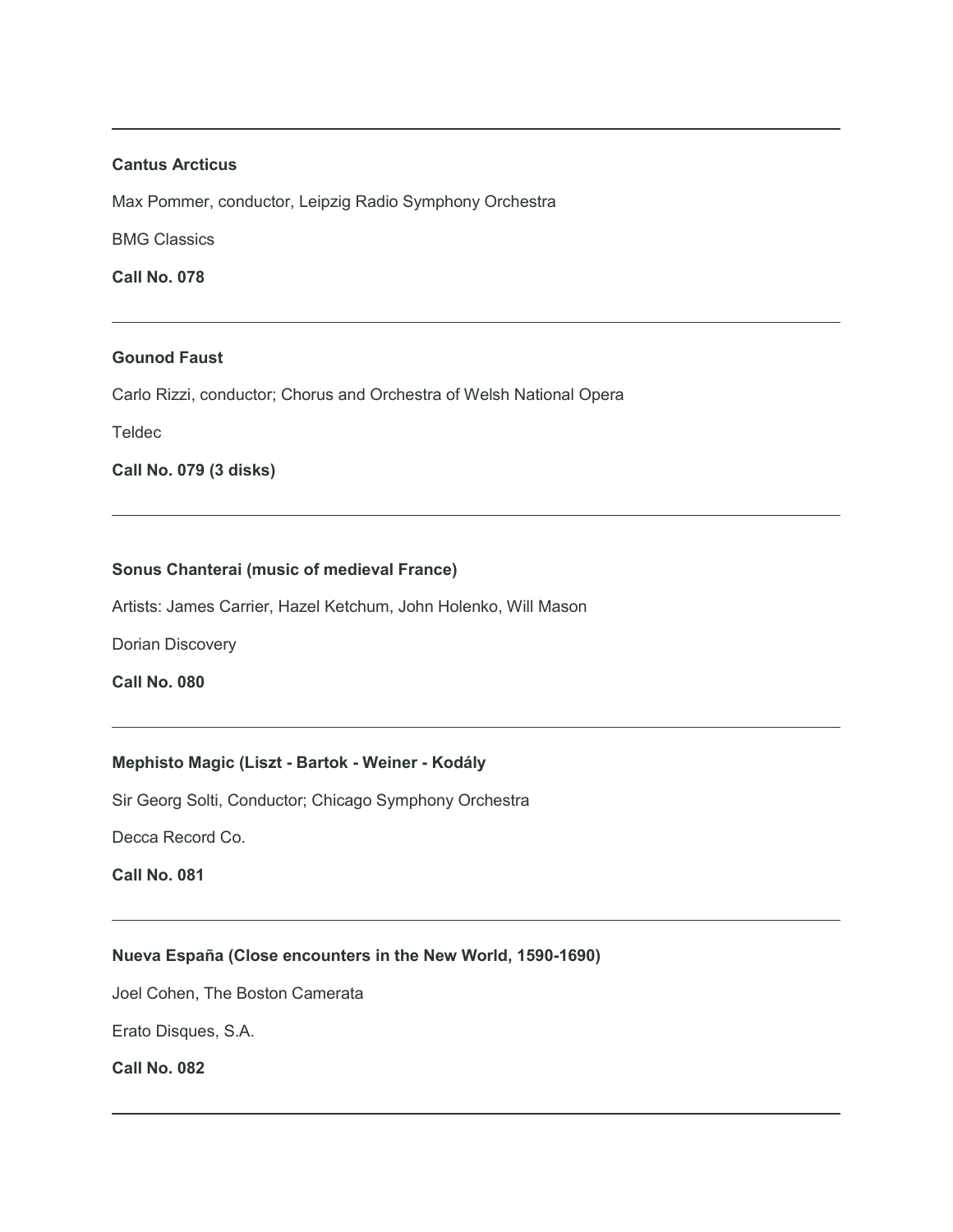---

**Cantus Arcticus**

Max Pommer, conductor, Leipzig Radio Symphony Orchestra

BMG Classics

**Call No. 078**

---

**Gounod Faust**

Carlo Rizzi, conductor; Chorus and Orchestra of Welsh National Opera

Teldec

**Call No. 079 (3 disks)**

---

**Sonus Chanterai (music of medieval France)**

Artists: James Carrier, Hazel Ketchum, John Holenko, Will Mason

Dorian Discovery

**Call No. 080**

---

**Mephisto Magic (Liszt - Bartok - Weiner - Kodály**

Sir Georg Solti, Conductor; Chicago Symphony Orchestra

Decca Record Co.

**Call No. 081**

---

**Nueva España (Close encounters in the New World, 1590-1690)**

Joel Cohen, The Boston Camerata

Erato Disques, S.A.

**Call No. 082**

---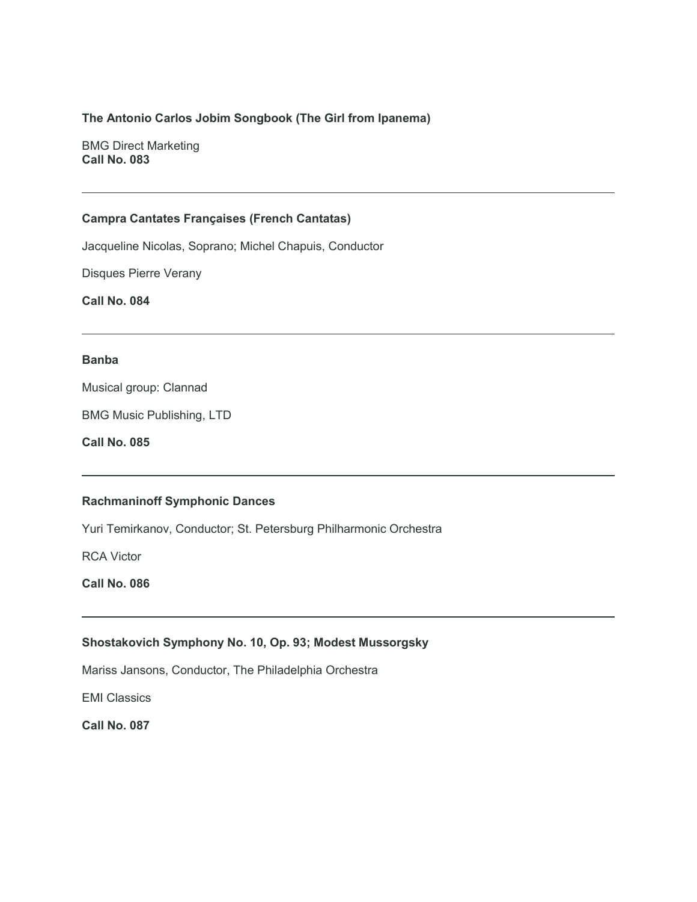**The Antonio Carlos Jobim Songbook (The Girl from Ipanema)**

BMG Direct Marketing
**Call No. 083**

---

**Campra Cantates Françaises (French Cantatas)**

Jacqueline Nicolas, Soprano; Michel Chapuis, Conductor

Disques Pierre Verany

**Call No. 084**

---

**Banba**

Musical group: Clannad

BMG Music Publishing, LTD

**Call No. 085**

---

**Rachmaninoff Symphonic Dances**

Yuri Temirkanov, Conductor; St. Petersburg Philharmonic Orchestra

RCA Victor

**Call No. 086**

---

**Shostakovich Symphony No. 10, Op. 93; Modest Mussorgsky**

Mariss Jansons, Conductor, The Philadelphia Orchestra

EMI Classics

**Call No. 087**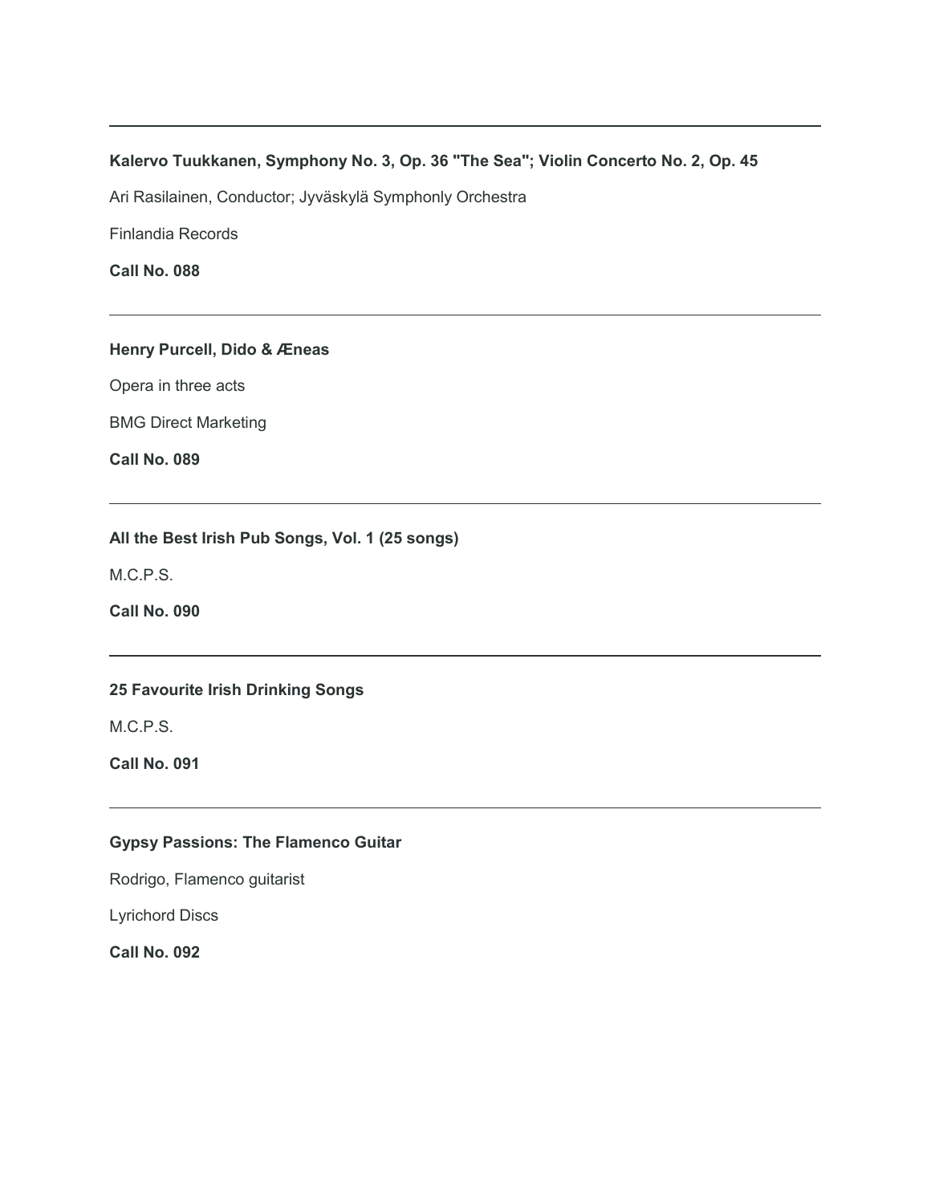---

**Kalervo Tuukkanen, Symphony No. 3, Op. 36 "The Sea"; Violin Concerto No. 2, Op. 45**

Ari Rasilainen, Conductor; Jyväskylä Symphonly Orchestra

Finlandia Records

**Call No. 088**

---

**Henry Purcell, Dido & Æneas**

Opera in three acts

BMG Direct Marketing

**Call No. 089**

---

**All the Best Irish Pub Songs, Vol. 1 (25 songs)**

M.C.P.S.

**Call No. 090**

---

**25 Favourite Irish Drinking Songs**

M.C.P.S.

**Call No. 091**

---

**Gypsy Passions: The Flamenco Guitar**

Rodrigo, Flamenco guitarist

Lyrichord Discs

**Call No. 092**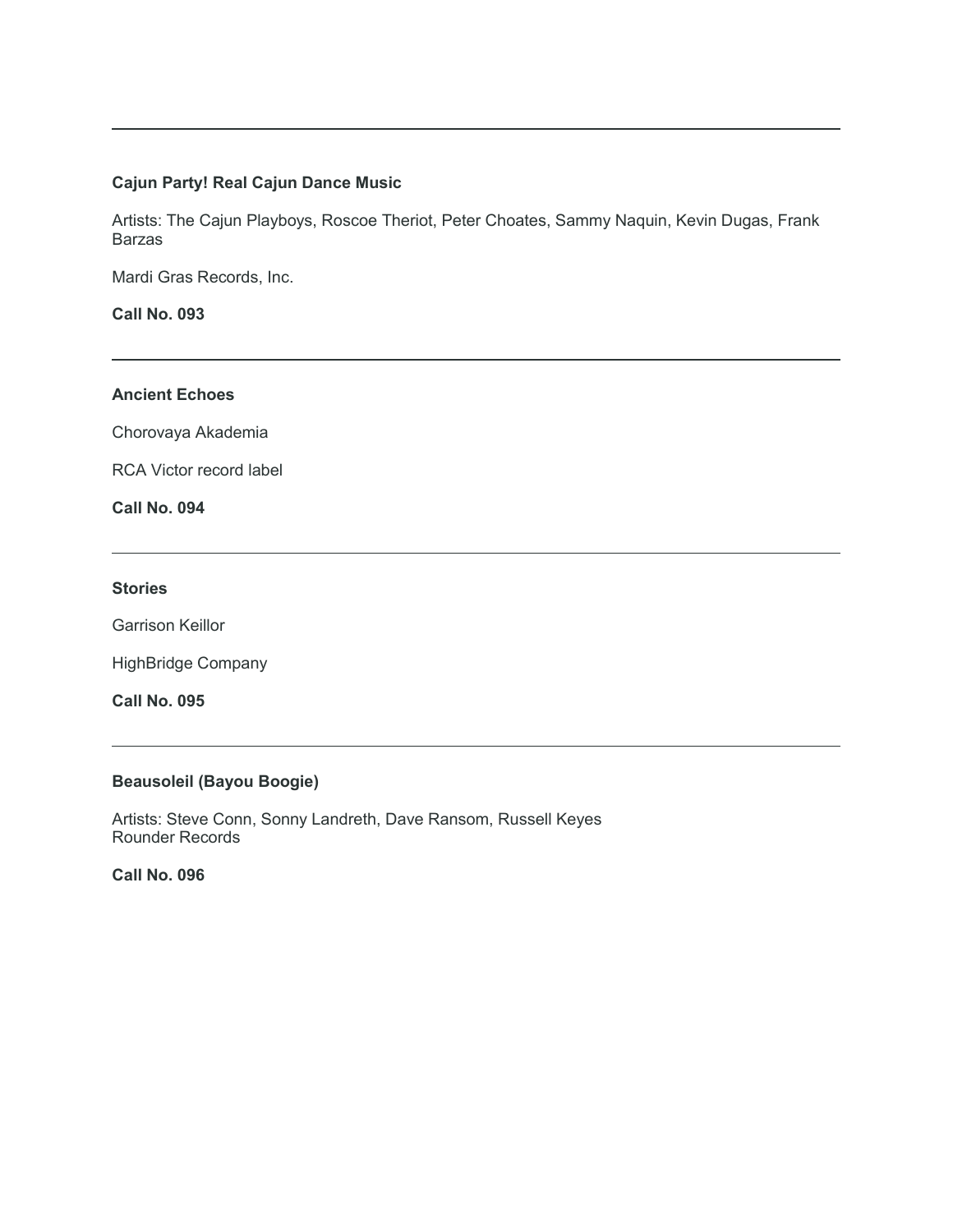---

**Cajun Party! Real Cajun Dance Music**

Artists: The Cajun Playboys, Roscoe Theriot, Peter Choates, Sammy Naquin, Kevin Dugas, Frank Barzas

Mardi Gras Records, Inc.

**Call No. 093**

---

**Ancient Echoes**

Chorovaya Akademia

RCA Victor record label

**Call No. 094**

---

**Stories**

Garrison Keillor

HighBridge Company

**Call No. 095**

---

**Beausoleil (Bayou Boogie)**

Artists: Steve Conn, Sonny Landreth, Dave Ransom, Russell Keyes
Rounder Records

**Call No. 096**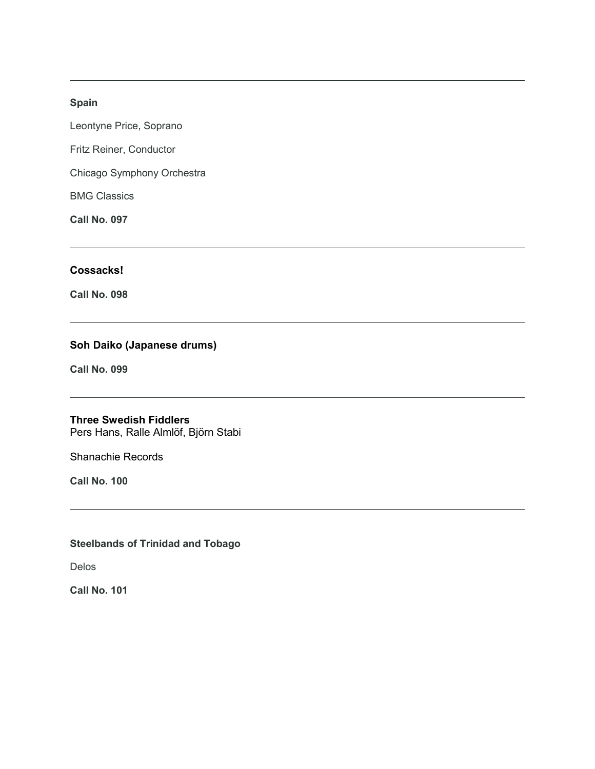---

**Spain**

Leontyne Price, Soprano

Fritz Reiner, Conductor

Chicago Symphony Orchestra

BMG Classics

**Call No. 097**

---

**Cossacks!**

**Call No. 098**

---

**Soh Daiko (Japanese drums)**

**Call No. 099**

---

**Three Swedish Fiddlers**
Pers Hans, Ralle Almlöf, Björn Stabi

Shanachie Records

**Call No. 100**

---

**Steelbands of Trinidad and Tobago**

Delos

**Call No. 101**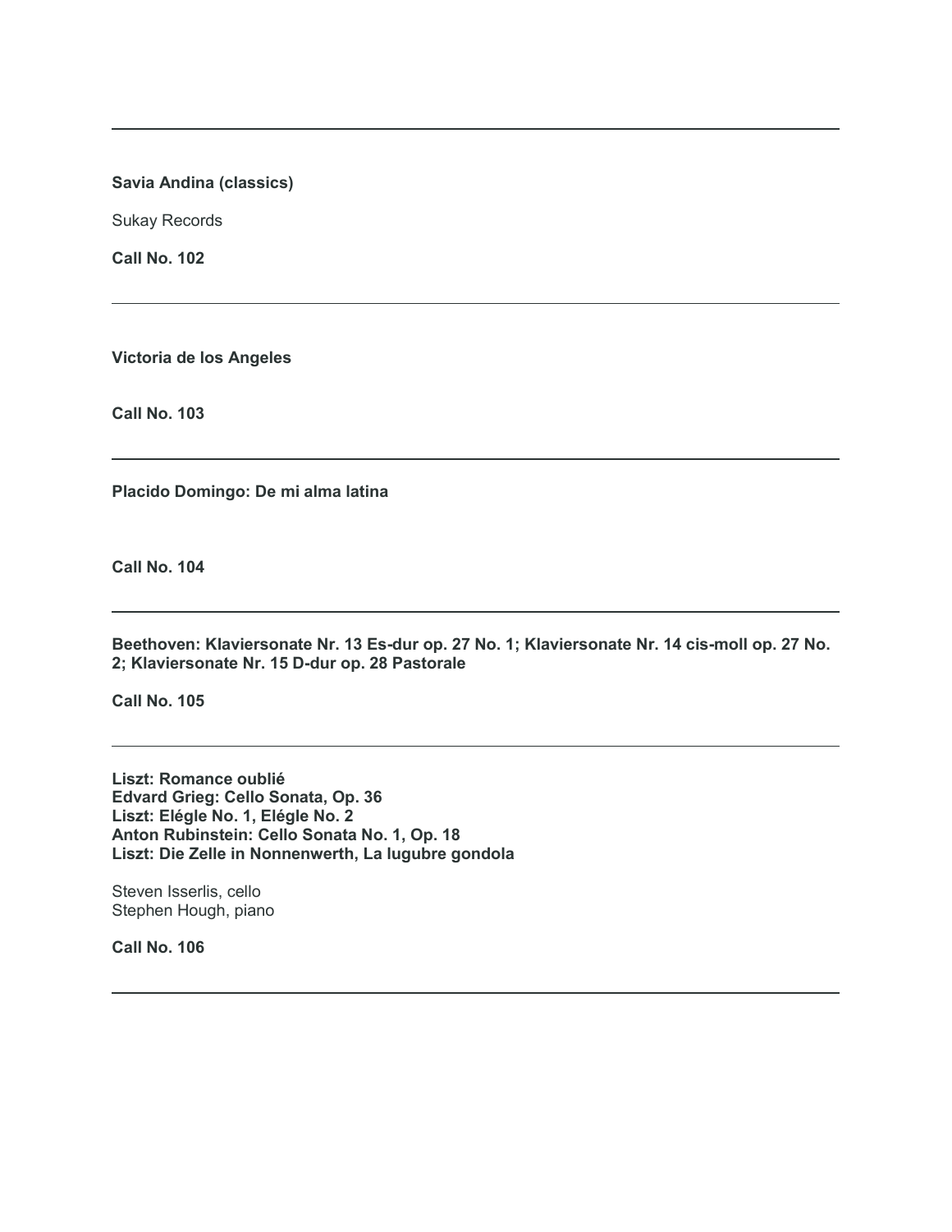---

**Savia Andina (classics)**

Sukay Records

**Call No. 102**

---

**Victoria de los Angeles**

**Call No. 103**

---

**Placido Domingo: De mi alma latina**

**Call No. 104**

---

**Beethoven: Klaviersonate Nr. 13 Es-dur op. 27 No. 1; Klaviersonate Nr. 14 cis-moll op. 27 No. 2; Klaviersonate Nr. 15 D-dur op. 28 Pastorale**

**Call No. 105**

---

**Liszt: Romance oublié**
**Edvard Grieg: Cello Sonata, Op. 36**
**Liszt: Elégle No. 1, Elégle No. 2**
**Anton Rubinstein: Cello Sonata No. 1, Op. 18**
**Liszt: Die Zelle in Nonnenwerth, La lugubre gondola**

Steven Isserlis, cello
Stephen Hough, piano

**Call No. 106**

---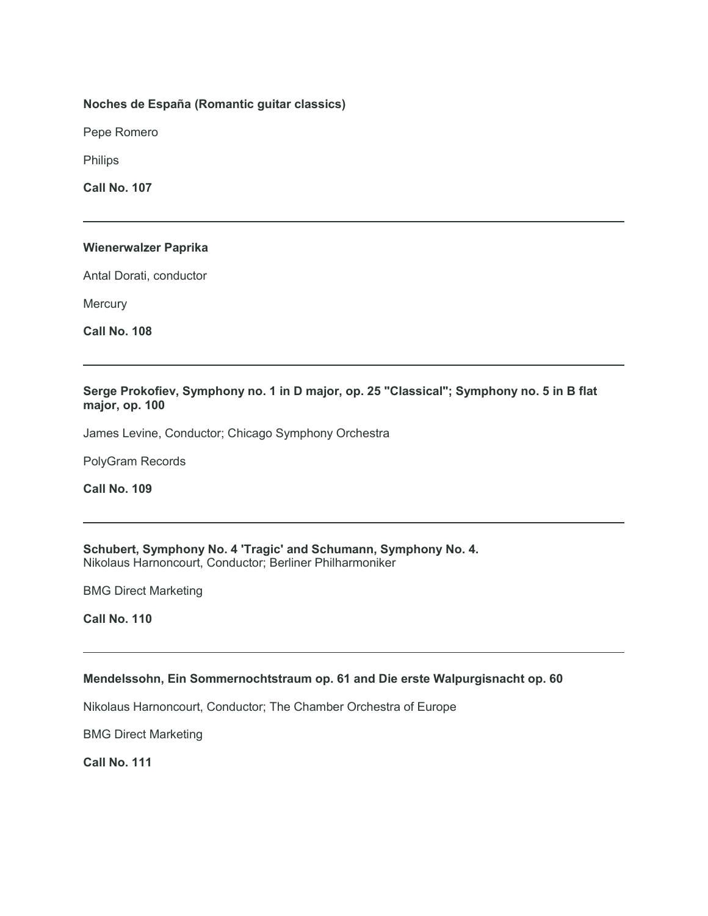**Noches de España (Romantic guitar classics)**

Pepe Romero

Philips

**Call No. 107**

---

**Wienerwalzer Paprika**

Antal Dorati, conductor

Mercury

**Call No. 108**

---

**Serge Prokofiev, Symphony no. 1 in D major, op. 25 "Classical"; Symphony no. 5 in B flat major, op. 100**

James Levine, Conductor; Chicago Symphony Orchestra

PolyGram Records

**Call No. 109**

---

**Schubert, Symphony No. 4 'Tragic' and Schumann, Symphony No. 4.**
Nikolaus Harnoncourt, Conductor; Berliner Philharmoniker

BMG Direct Marketing

**Call No. 110**

---

**Mendelssohn, Ein Sommernochtstraum op. 61 and Die erste Walpurgisnacht op. 60**

Nikolaus Harnoncourt, Conductor; The Chamber Orchestra of Europe

BMG Direct Marketing

**Call No. 111**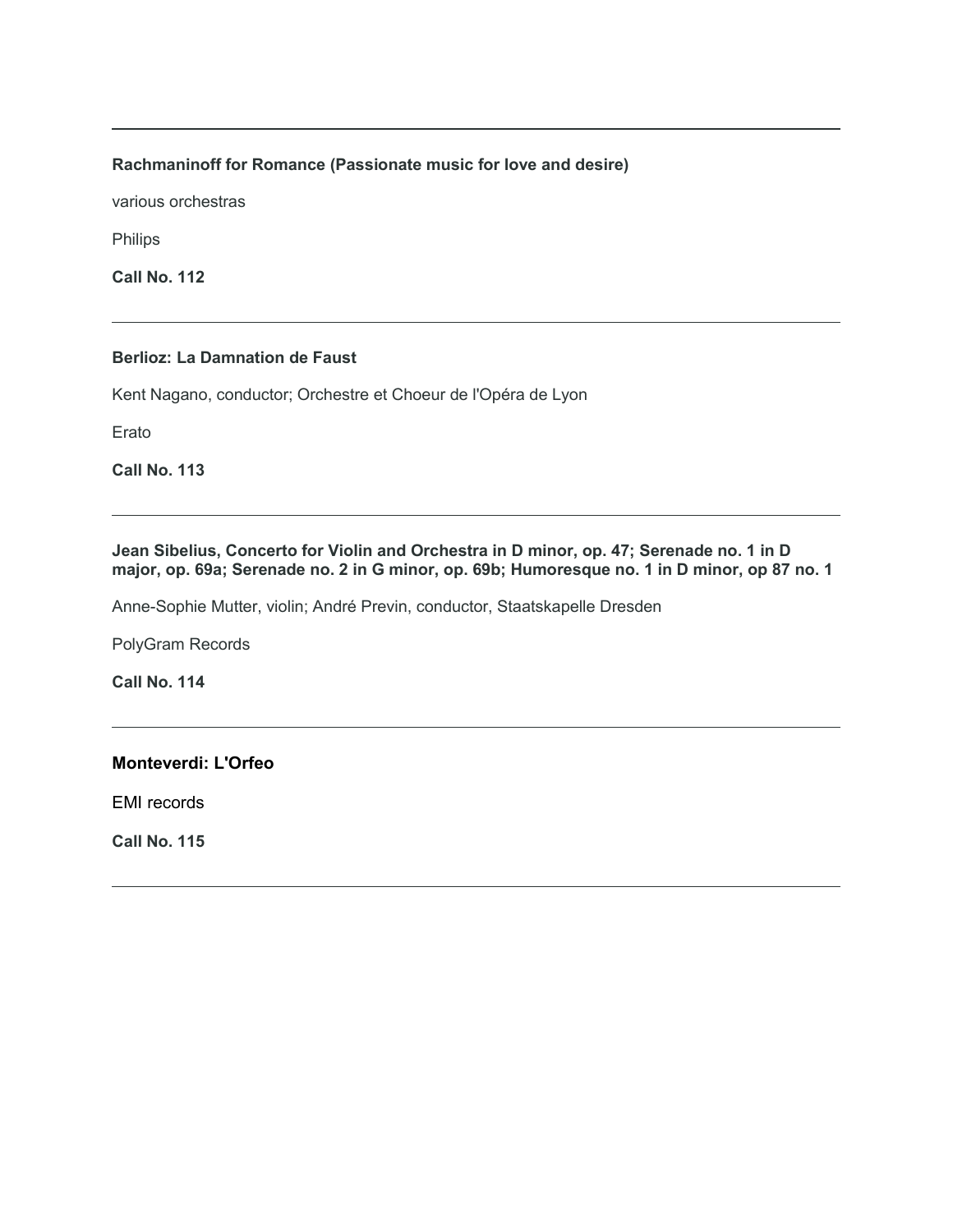---

**Rachmaninoff for Romance (Passionate music for love and desire)**

various orchestras

Philips

**Call No. 112**

---

**Berlioz: La Damnation de Faust**

Kent Nagano, conductor; Orchestre et Choeur de l'Opéra de Lyon

Erato

**Call No. 113**

---

**Jean Sibelius, Concerto for Violin and Orchestra in D minor, op. 47; Serenade no. 1 in D major, op. 69a; Serenade no. 2 in G minor, op. 69b; Humoresque no. 1 in D minor, op 87 no. 1**

Anne-Sophie Mutter, violin; André Previn, conductor, Staatskapelle Dresden

PolyGram Records

**Call No. 114**

---

**Monteverdi: L'Orfeo**

EMI records

**Call No. 115**

---